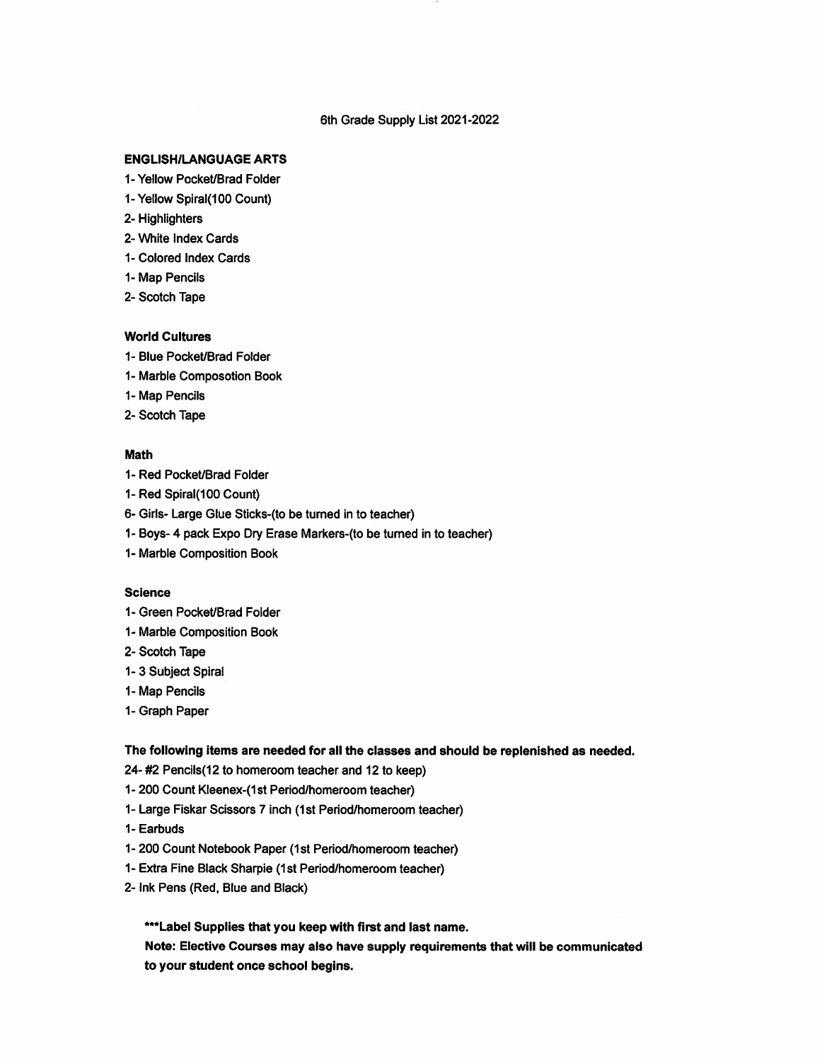# 6th Grade Supply List 2021-2022

**ENGLISH/LANGUAGE ARTS**

1- Yellow Pocket/Brad Folder
1- Yellow Spiral(100 Count)
2- Highlighters
2- White Index Cards
1- Colored Index Cards
1- Map Pencils
2- Scotch Tape

**World Cultures**

1- Blue Pocket/Brad Folder
1- Marble Composotion Book
1- Map Pencils
2- Scotch Tape

**Math**

1- Red Pocket/Brad Folder
1- Red Spiral(100 Count)
6- Girls- Large Glue Sticks-(to be turned in to teacher)
1- Boys- 4 pack Expo Dry Erase Markers-(to be turned in to teacher)
1- Marble Composition Book

**Science**

1- Green Pocket/Brad Folder
1- Marble Composition Book
2- Scotch Tape
1- 3 Subject Spiral
1- Map Pencils
1- Graph Paper

**The following items are needed for all the classes and should be replenished as needed.**

24- #2 Pencils(12 to homeroom teacher and 12 to keep)
1- 200 Count Kleenex-(1st Period/homeroom teacher)
1- Large Fiskar Scissors 7 inch (1st Period/homeroom teacher)
1- Earbuds
1- 200 Count Notebook Paper (1st Period/homeroom teacher)
1- Extra Fine Black Sharpie (1st Period/homeroom teacher)
2- Ink Pens (Red, Blue and Black)

**\*\*\*Label Supplies that you keep with first and last name.**

**Note: Elective Courses may also have supply requirements that will be communicated to your student once school begins.**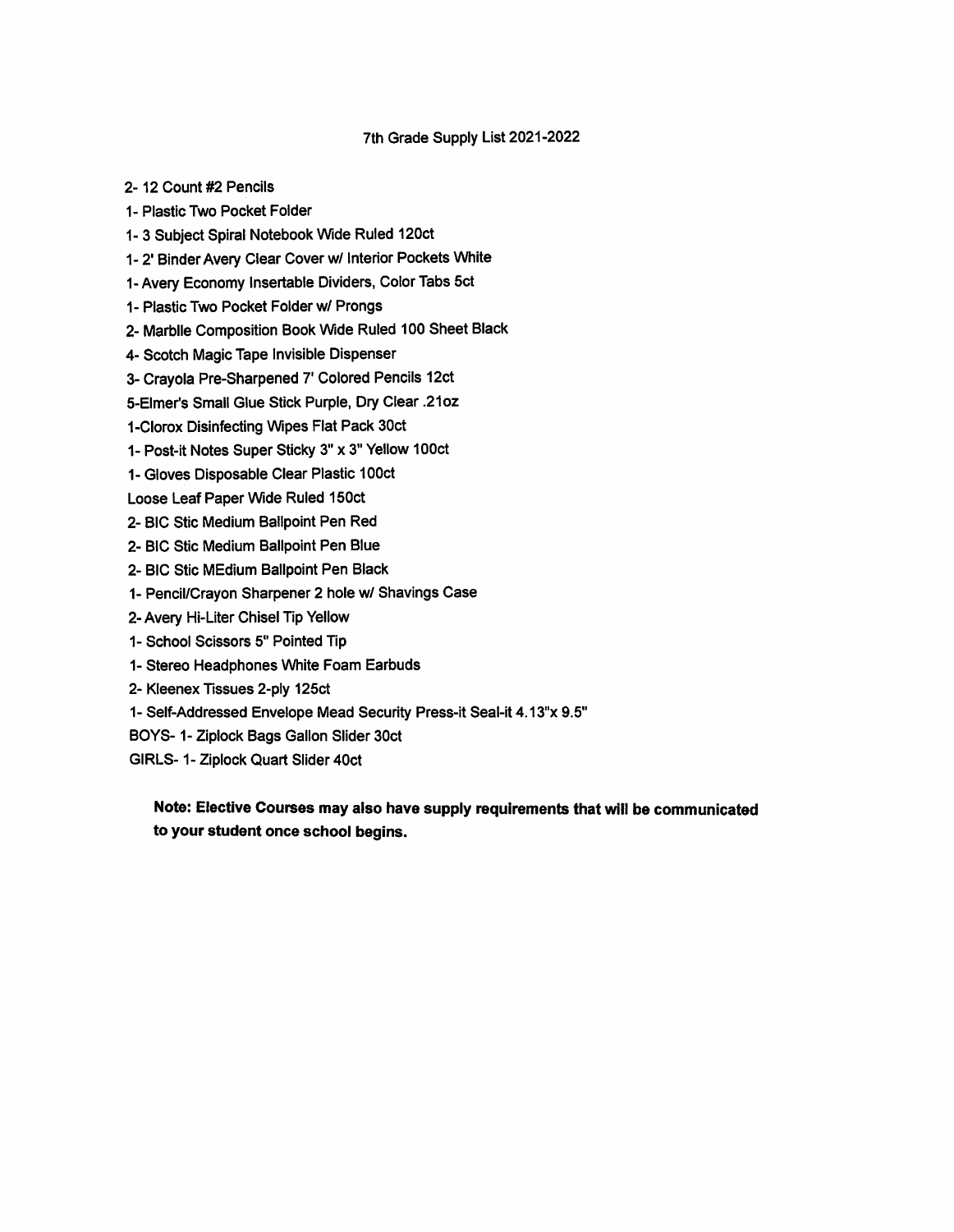# 7th Grade Supply List 2021-2022

2- 12 Count #2 Pencils
1- Plastic Two Pocket Folder
1- 3 Subject Spiral Notebook Wide Ruled 120ct
1- 2' Binder Avery Clear Cover w/ Interior Pockets White
1- Avery Economy Insertable Dividers, Color Tabs 5ct
1- Plastic Two Pocket Folder w/ Prongs
2- Marblle Composition Book Wide Ruled 100 Sheet Black
4- Scotch Magic Tape Invisible Dispenser
3- Crayola Pre-Sharpened 7' Colored Pencils 12ct
5-Elmer's Small Glue Stick Purple, Dry Clear .21oz
1-Clorox Disinfecting Wipes Flat Pack 30ct
1- Post-it Notes Super Sticky 3" x 3" Yellow 100ct
1- Gloves Disposable Clear Plastic 100ct
Loose Leaf Paper Wide Ruled 150ct
2- BIC Stic Medium Ballpoint Pen Red
2- BIC Stic Medium Ballpoint Pen Blue
2- BIC Stic MEdium Ballpoint Pen Black
1- Pencil/Crayon Sharpener 2 hole w/ Shavings Case
2- Avery Hi-Liter Chisel Tip Yellow
1- School Scissors 5" Pointed Tip
1- Stereo Headphones White Foam Earbuds
2- Kleenex Tissues 2-ply 125ct
1- Self-Addressed Envelope Mead Security Press-it Seal-it 4.13"x 9.5"
BOYS- 1- Ziplock Bags Gallon Slider 30ct
GIRLS- 1- Ziplock Quart Slider 40ct

**Note: Elective Courses may also have supply requirements that will be communicated to your student once school begins.**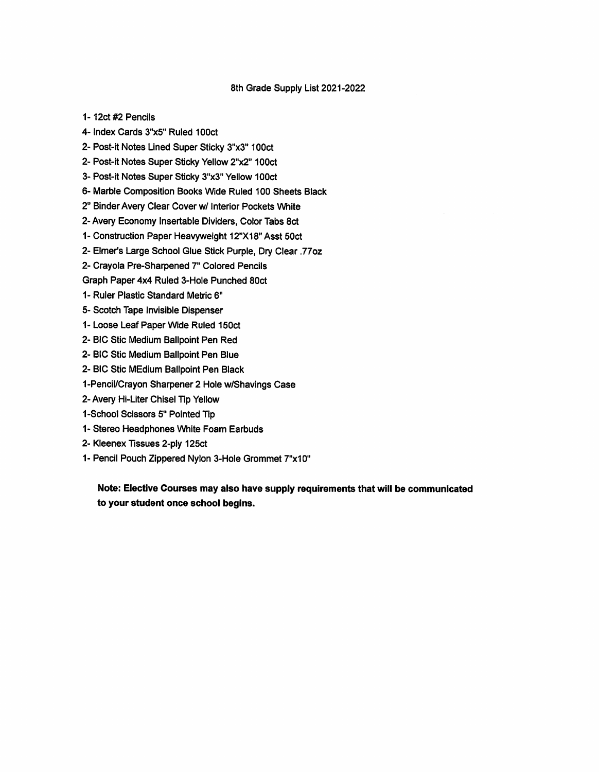# 8th Grade Supply List 2021-2022

1- 12ct #2 Pencils

4- Index Cards 3"x5" Ruled 100ct

2- Post-it Notes Lined Super Sticky 3"x3" 100ct

2- Post-it Notes Super Sticky Yellow 2"x2" 100ct

3- Post-it Notes Super Sticky 3"x3" Yellow 100ct

6- Marble Composition Books Wide Ruled 100 Sheets Black

2" Binder Avery Clear Cover w/ Interior Pockets White

2- Avery Economy Insertable Dividers, Color Tabs 8ct

1- Construction Paper Heavyweight 12"X18" Asst 50ct

2- Elmer's Large School Glue Stick Purple, Dry Clear .77oz

2- Crayola Pre-Sharpened 7" Colored Pencils

Graph Paper 4x4 Ruled 3-Hole Punched 80ct

1- Ruler Plastic Standard Metric 6"

5- Scotch Tape Invisible Dispenser

1- Loose Leaf Paper Wide Ruled 150ct

2- BIC Stic Medium Ballpoint Pen Red

2- BIC Stic Medium Ballpoint Pen Blue

2- BIC Stic MEdium Ballpoint Pen Black

1-Pencil/Crayon Sharpener 2 Hole w/Shavings Case

2- Avery Hi-Liter Chisel Tip Yellow

1-School Scissors 5" Pointed Tip

1- Stereo Headphones White Foam Earbuds

2- Kleenex Tissues 2-ply 125ct

1- Pencil Pouch Zippered Nylon 3-Hole Grommet 7"x10"

**Note: Elective Courses may also have supply requirements that will be communicated to your student once school begins.**